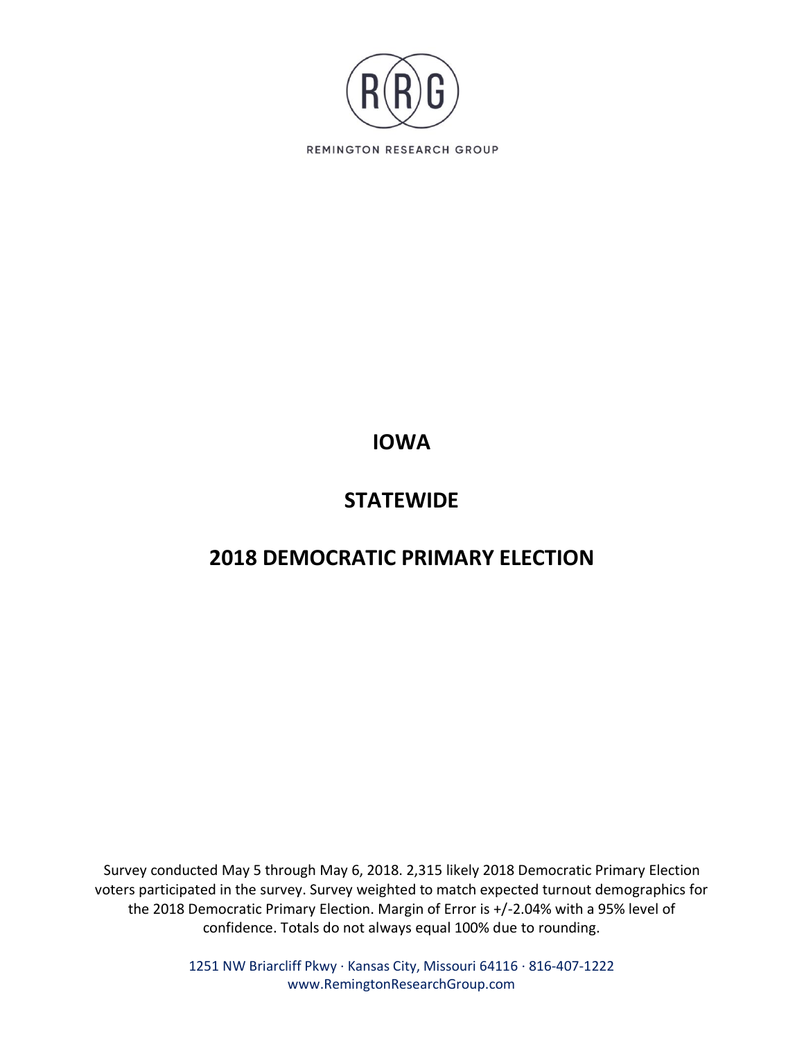RRG

REMINGTON RESEARCH GROUP

# IOWA

# STATEWIDE

# 2018 DEMOCRATIC PRIMARY ELECTION

Survey conducted May 5 through May 6, 2018. 2,315 likely 2018 Democratic Primary Election voters participated in the survey. Survey weighted to match expected turnout demographics for the 2018 Democratic Primary Election. Margin of Error is +/-2.04% with a 95% level of confidence. Totals do not always equal 100% due to rounding.

1251 NW Briarcliff Pkwy · Kansas City, Missouri 64116 · 816-407-1222
www.RemingtonResearchGroup.com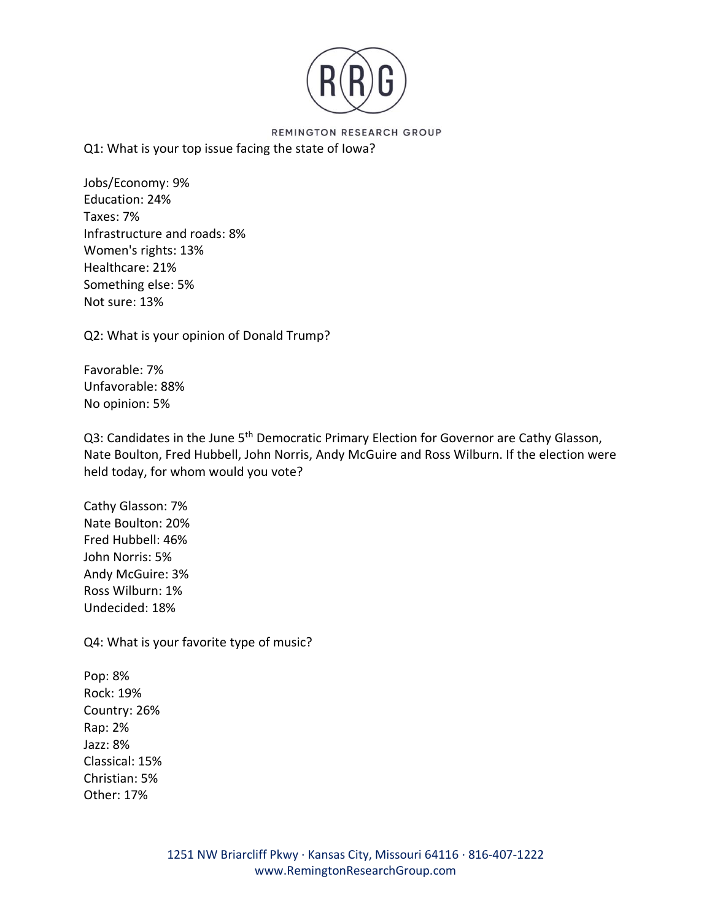Q1: What is your top issue facing the state of Iowa?

Jobs/Economy: 9%
Education: 24%
Taxes: 7%
Infrastructure and roads: 8%
Women's rights: 13%
Healthcare: 21%
Something else: 5%
Not sure: 13%

Q2: What is your opinion of Donald Trump?

Favorable: 7%
Unfavorable: 88%
No opinion: 5%

Q3: Candidates in the June 5th Democratic Primary Election for Governor are Cathy Glasson, Nate Boulton, Fred Hubbell, John Norris, Andy McGuire and Ross Wilburn. If the election were held today, for whom would you vote?

Cathy Glasson: 7%
Nate Boulton: 20%
Fred Hubbell: 46%
John Norris: 5%
Andy McGuire: 3%
Ross Wilburn: 1%
Undecided: 18%

Q4: What is your favorite type of music?

Pop: 8%
Rock: 19%
Country: 26%
Rap: 2%
Jazz: 8%
Classical: 15%
Christian: 5%
Other: 17%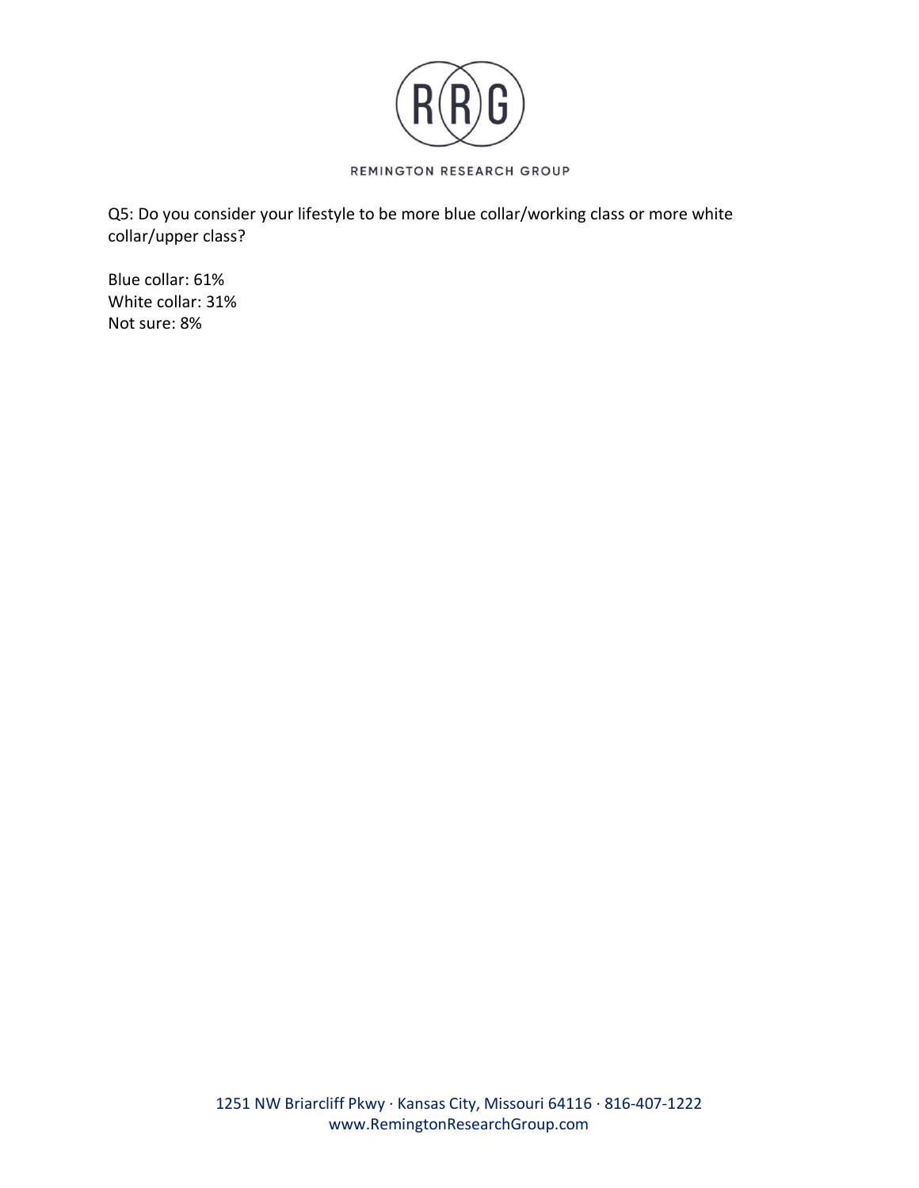Q5: Do you consider your lifestyle to be more blue collar/working class or more white collar/upper class?

Blue collar: 61%
White collar: 31%
Not sure: 8%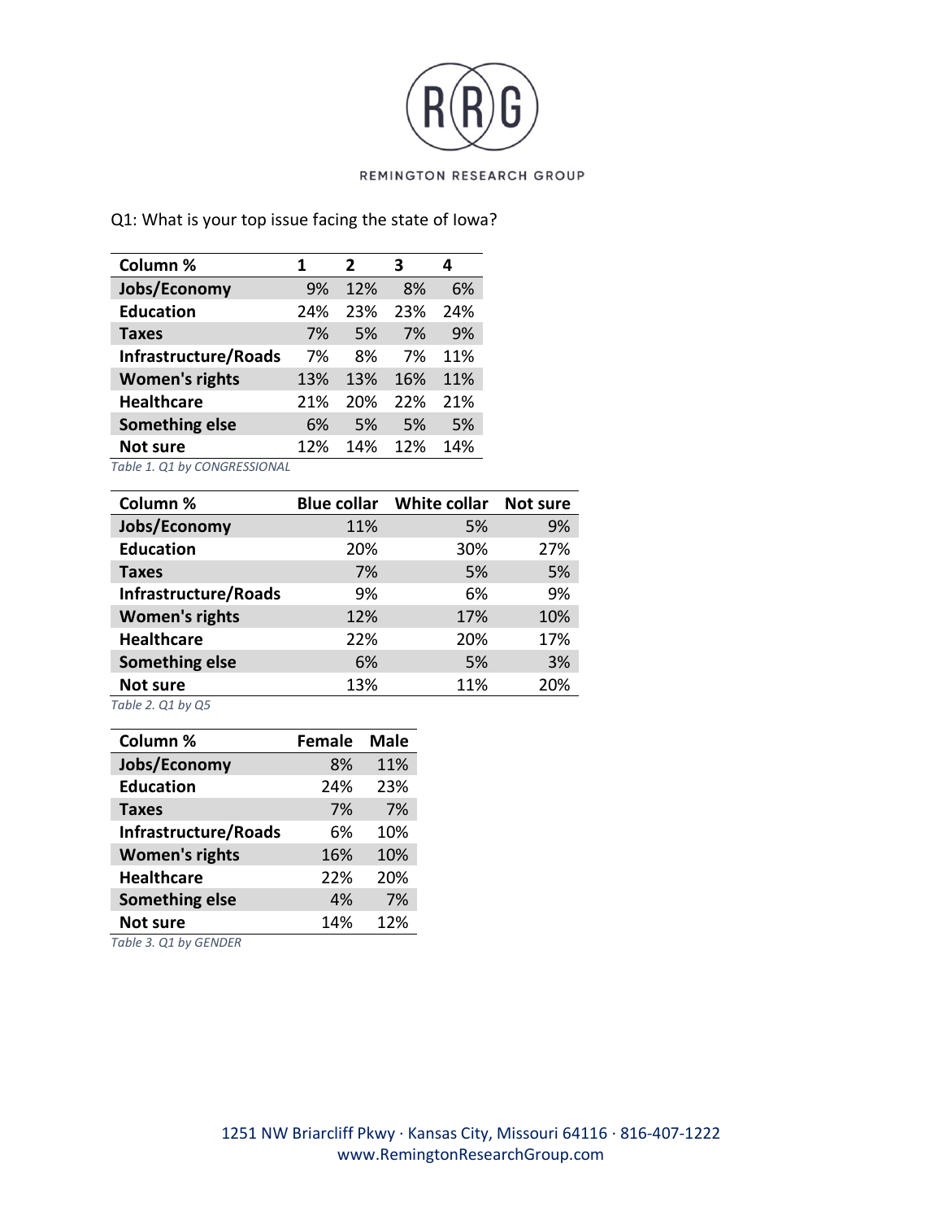Q1: What is your top issue facing the state of Iowa?

| Column % | 1 | 2 | 3 | 4 |
|---|---|---|---|---|
| Jobs/Economy | 9% | 12% | 8% | 6% |
| Education | 24% | 23% | 23% | 24% |
| Taxes | 7% | 5% | 7% | 9% |
| Infrastructure/Roads | 7% | 8% | 7% | 11% |
| Women's rights | 13% | 13% | 16% | 11% |
| Healthcare | 21% | 20% | 22% | 21% |
| Something else | 6% | 5% | 5% | 5% |
| Not sure | 12% | 14% | 12% | 14% |

*Table 1. Q1 by CONGRESSIONAL*

| Column % | Blue collar | White collar | Not sure |
|---|---|---|---|
| Jobs/Economy | 11% | 5% | 9% |
| Education | 20% | 30% | 27% |
| Taxes | 7% | 5% | 5% |
| Infrastructure/Roads | 9% | 6% | 9% |
| Women's rights | 12% | 17% | 10% |
| Healthcare | 22% | 20% | 17% |
| Something else | 6% | 5% | 3% |
| Not sure | 13% | 11% | 20% |

*Table 2. Q1 by Q5*

| Column % | Female | Male |
|---|---|---|
| Jobs/Economy | 8% | 11% |
| Education | 24% | 23% |
| Taxes | 7% | 7% |
| Infrastructure/Roads | 6% | 10% |
| Women's rights | 16% | 10% |
| Healthcare | 22% | 20% |
| Something else | 4% | 7% |
| Not sure | 14% | 12% |

*Table 3. Q1 by GENDER*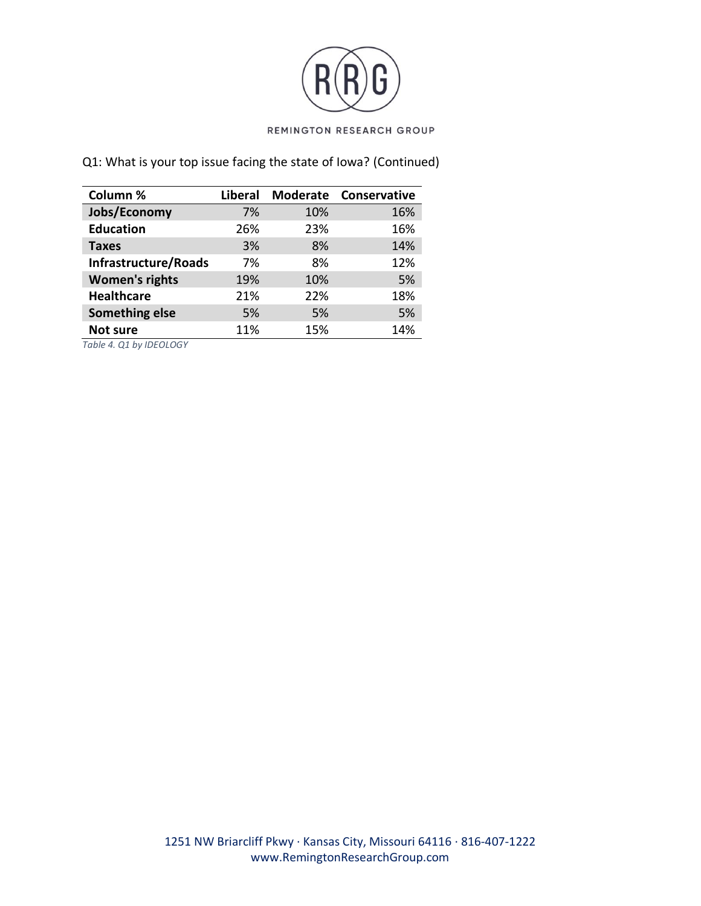Q1: What is your top issue facing the state of Iowa? (Continued)

| Column % | Liberal | Moderate | Conservative |
|---|---|---|---|
| **Jobs/Economy** | 7% | 10% | 16% |
| **Education** | 26% | 23% | 16% |
| **Taxes** | 3% | 8% | 14% |
| **Infrastructure/Roads** | 7% | 8% | 12% |
| **Women's rights** | 19% | 10% | 5% |
| **Healthcare** | 21% | 22% | 18% |
| **Something else** | 5% | 5% | 5% |
| **Not sure** | 11% | 15% | 14% |

*Table 4. Q1 by IDEOLOGY*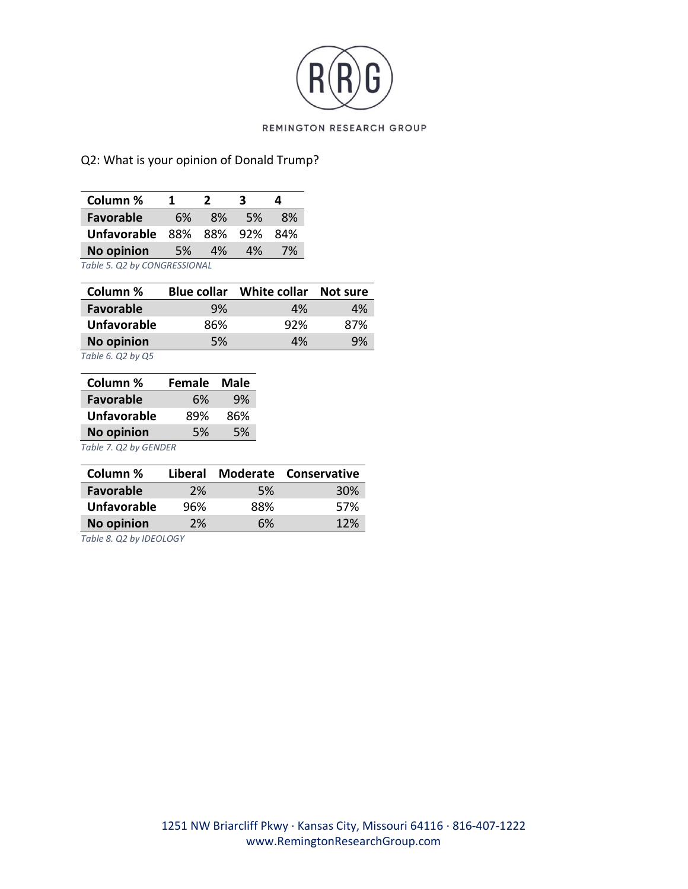Q2: What is your opinion of Donald Trump?

| Column % | 1 | 2 | 3 | 4 |
|---|---|---|---|---|
| **Favorable** | 6% | 8% | 5% | 8% |
| **Unfavorable** | 88% | 88% | 92% | 84% |
| **No opinion** | 5% | 4% | 4% | 7% |

*Table 5. Q2 by CONGRESSIONAL*

| Column % | Blue collar | White collar | Not sure |
|---|---|---|---|
| **Favorable** | 9% | 4% | 4% |
| **Unfavorable** | 86% | 92% | 87% |
| **No opinion** | 5% | 4% | 9% |

*Table 6. Q2 by Q5*

| Column % | Female | Male |
|---|---|---|
| **Favorable** | 6% | 9% |
| **Unfavorable** | 89% | 86% |
| **No opinion** | 5% | 5% |

*Table 7. Q2 by GENDER*

| Column % | Liberal | Moderate | Conservative |
|---|---|---|---|
| **Favorable** | 2% | 5% | 30% |
| **Unfavorable** | 96% | 88% | 57% |
| **No opinion** | 2% | 6% | 12% |

*Table 8. Q2 by IDEOLOGY*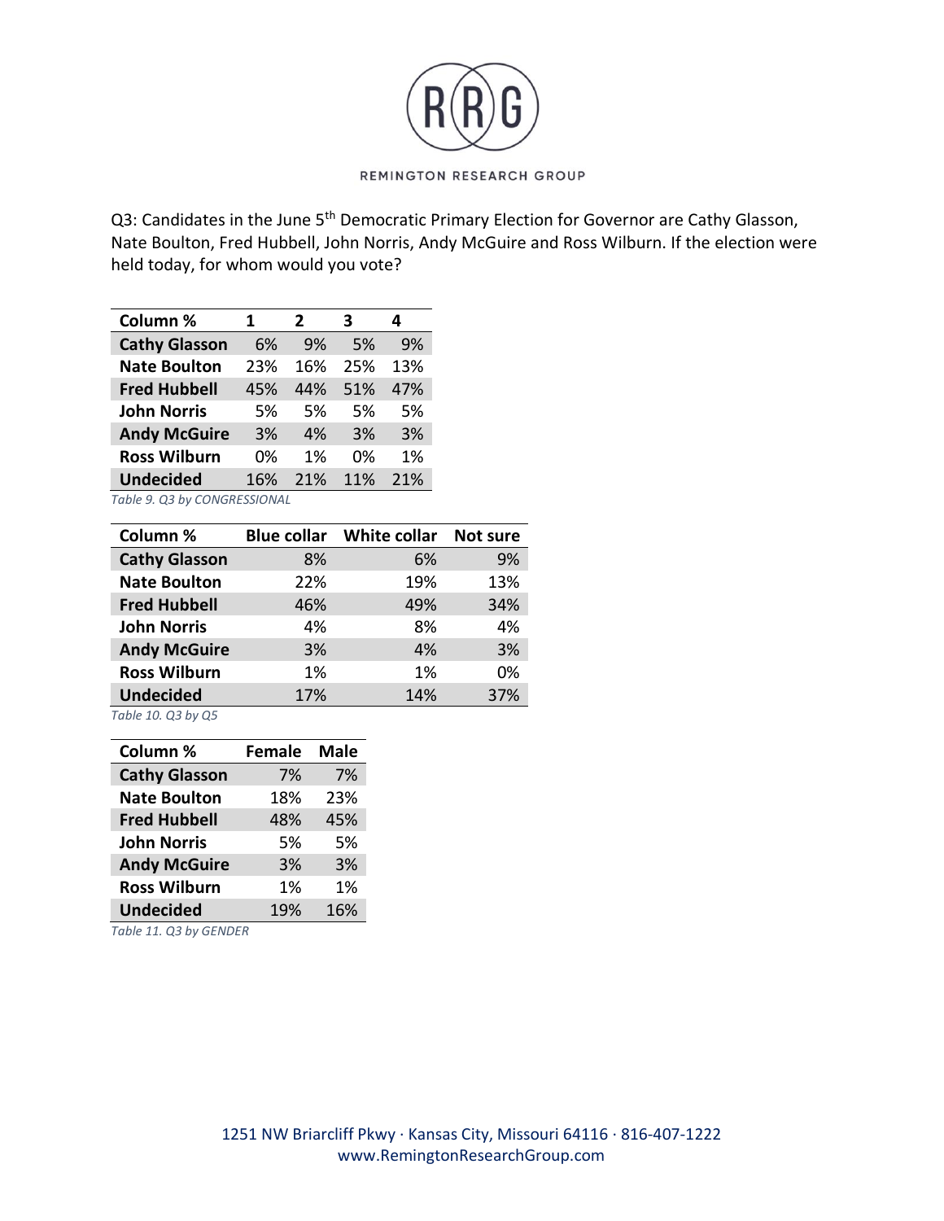Q3: Candidates in the June 5th Democratic Primary Election for Governor are Cathy Glasson, Nate Boulton, Fred Hubbell, John Norris, Andy McGuire and Ross Wilburn. If the election were held today, for whom would you vote?

| Column % | 1 | 2 | 3 | 4 |
|---|---|---|---|---|
| **Cathy Glasson** | 6% | 9% | 5% | 9% |
| **Nate Boulton** | 23% | 16% | 25% | 13% |
| **Fred Hubbell** | 45% | 44% | 51% | 47% |
| **John Norris** | 5% | 5% | 5% | 5% |
| **Andy McGuire** | 3% | 4% | 3% | 3% |
| **Ross Wilburn** | 0% | 1% | 0% | 1% |
| **Undecided** | 16% | 21% | 11% | 21% |

*Table 9. Q3 by CONGRESSIONAL*

| Column % | Blue collar | White collar | Not sure |
|---|---|---|---|
| **Cathy Glasson** | 8% | 6% | 9% |
| **Nate Boulton** | 22% | 19% | 13% |
| **Fred Hubbell** | 46% | 49% | 34% |
| **John Norris** | 4% | 8% | 4% |
| **Andy McGuire** | 3% | 4% | 3% |
| **Ross Wilburn** | 1% | 1% | 0% |
| **Undecided** | 17% | 14% | 37% |

*Table 10. Q3 by Q5*

| Column % | Female | Male |
|---|---|---|
| **Cathy Glasson** | 7% | 7% |
| **Nate Boulton** | 18% | 23% |
| **Fred Hubbell** | 48% | 45% |
| **John Norris** | 5% | 5% |
| **Andy McGuire** | 3% | 3% |
| **Ross Wilburn** | 1% | 1% |
| **Undecided** | 19% | 16% |

*Table 11. Q3 by GENDER*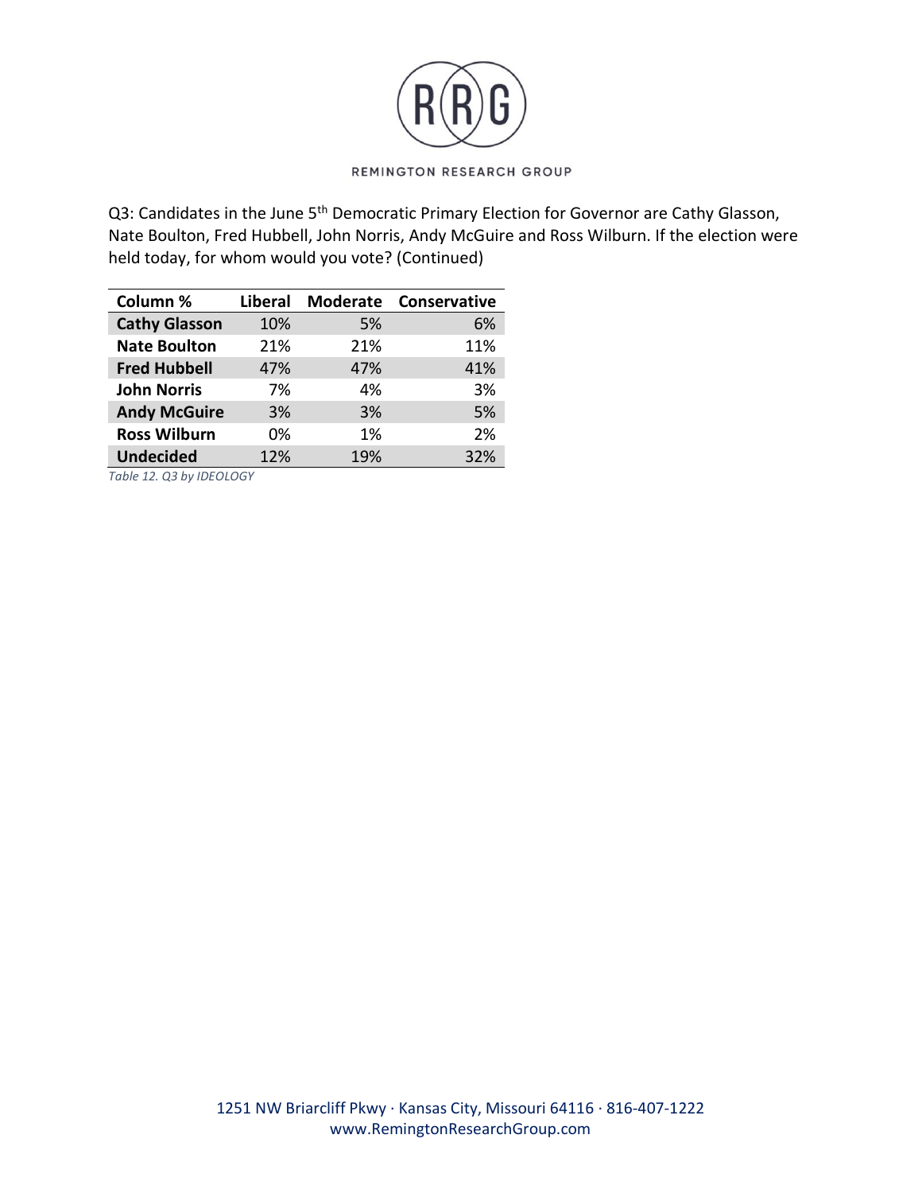Q3: Candidates in the June 5th Democratic Primary Election for Governor are Cathy Glasson, Nate Boulton, Fred Hubbell, John Norris, Andy McGuire and Ross Wilburn. If the election were held today, for whom would you vote? (Continued)

| Column % | Liberal | Moderate | Conservative |
|---|---|---|---|
| **Cathy Glasson** | 10% | 5% | 6% |
| **Nate Boulton** | 21% | 21% | 11% |
| **Fred Hubbell** | 47% | 47% | 41% |
| **John Norris** | 7% | 4% | 3% |
| **Andy McGuire** | 3% | 3% | 5% |
| **Ross Wilburn** | 0% | 1% | 2% |
| **Undecided** | 12% | 19% | 32% |

*Table 12. Q3 by IDEOLOGY*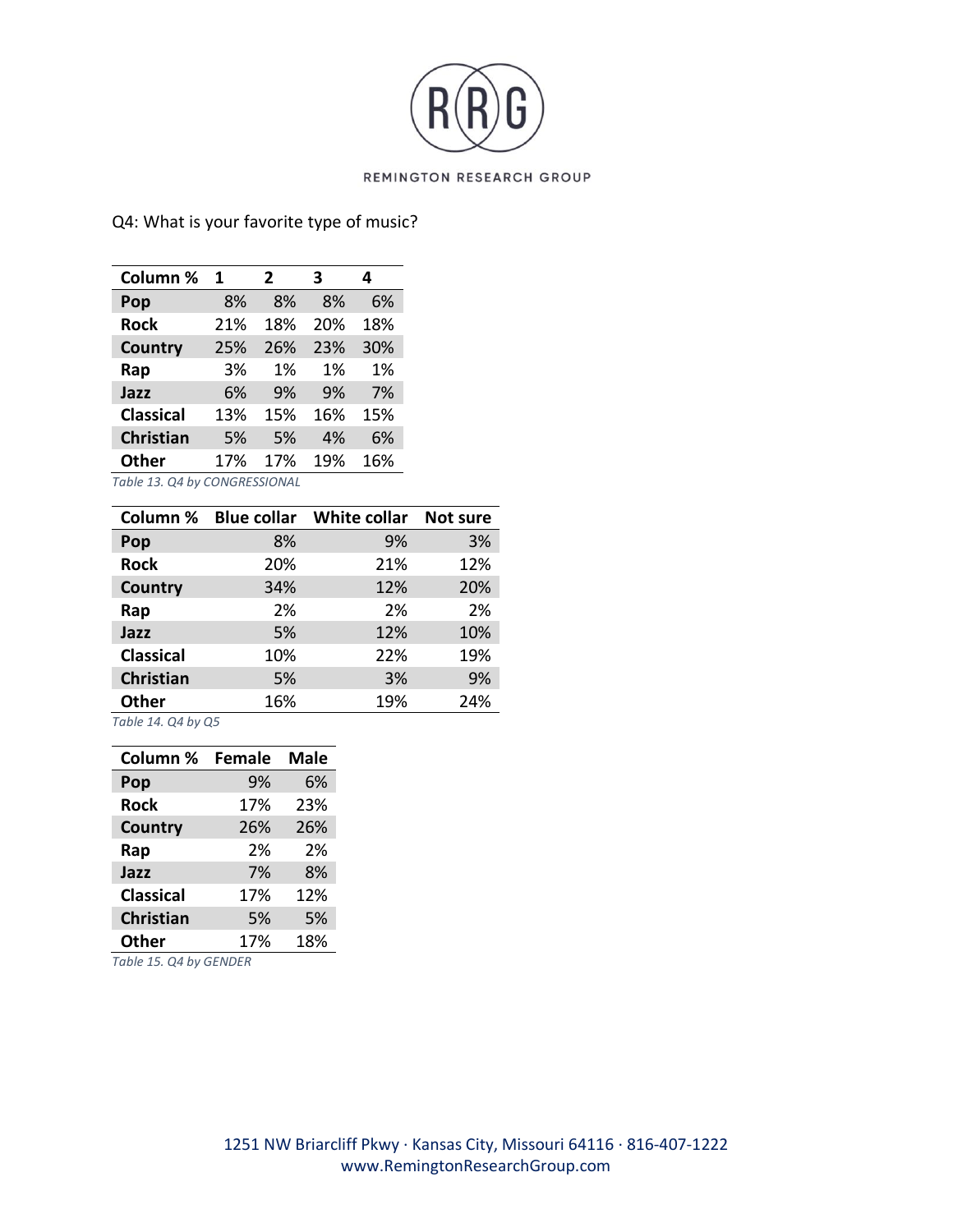Q4: What is your favorite type of music?

| Column % | 1 | 2 | 3 | 4 |
|---|---|---|---|---|
| **Pop** | 8% | 8% | 8% | 6% |
| **Rock** | 21% | 18% | 20% | 18% |
| **Country** | 25% | 26% | 23% | 30% |
| **Rap** | 3% | 1% | 1% | 1% |
| **Jazz** | 6% | 9% | 9% | 7% |
| **Classical** | 13% | 15% | 16% | 15% |
| **Christian** | 5% | 5% | 4% | 6% |
| **Other** | 17% | 17% | 19% | 16% |

*Table 13. Q4 by CONGRESSIONAL*

| Column % | Blue collar | White collar | Not sure |
|---|---|---|---|
| **Pop** | 8% | 9% | 3% |
| **Rock** | 20% | 21% | 12% |
| **Country** | 34% | 12% | 20% |
| **Rap** | 2% | 2% | 2% |
| **Jazz** | 5% | 12% | 10% |
| **Classical** | 10% | 22% | 19% |
| **Christian** | 5% | 3% | 9% |
| **Other** | 16% | 19% | 24% |

*Table 14. Q4 by Q5*

| Column % | Female | Male |
|---|---|---|
| **Pop** | 9% | 6% |
| **Rock** | 17% | 23% |
| **Country** | 26% | 26% |
| **Rap** | 2% | 2% |
| **Jazz** | 7% | 8% |
| **Classical** | 17% | 12% |
| **Christian** | 5% | 5% |
| **Other** | 17% | 18% |

*Table 15. Q4 by GENDER*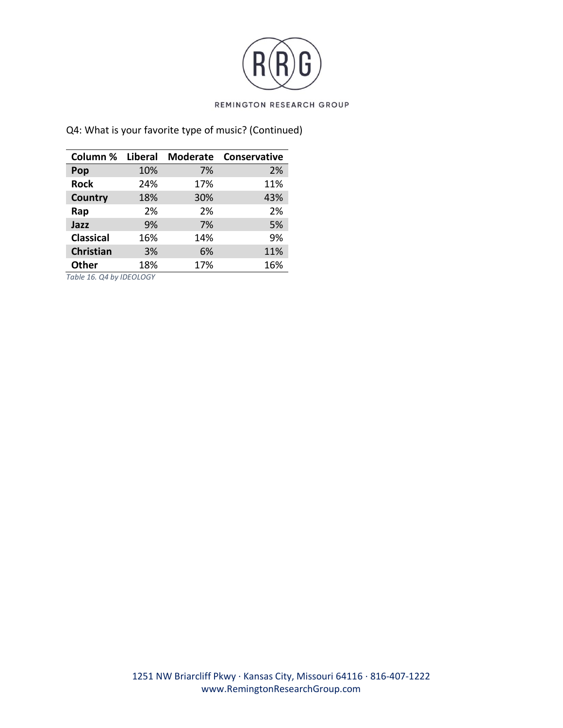Q4: What is your favorite type of music? (Continued)

| Column % | Liberal | Moderate | Conservative |
|---|---|---|---|
| **Pop** | 10% | 7% | 2% |
| **Rock** | 24% | 17% | 11% |
| **Country** | 18% | 30% | 43% |
| **Rap** | 2% | 2% | 2% |
| **Jazz** | 9% | 7% | 5% |
| **Classical** | 16% | 14% | 9% |
| **Christian** | 3% | 6% | 11% |
| **Other** | 18% | 17% | 16% |

*Table 16. Q4 by IDEOLOGY*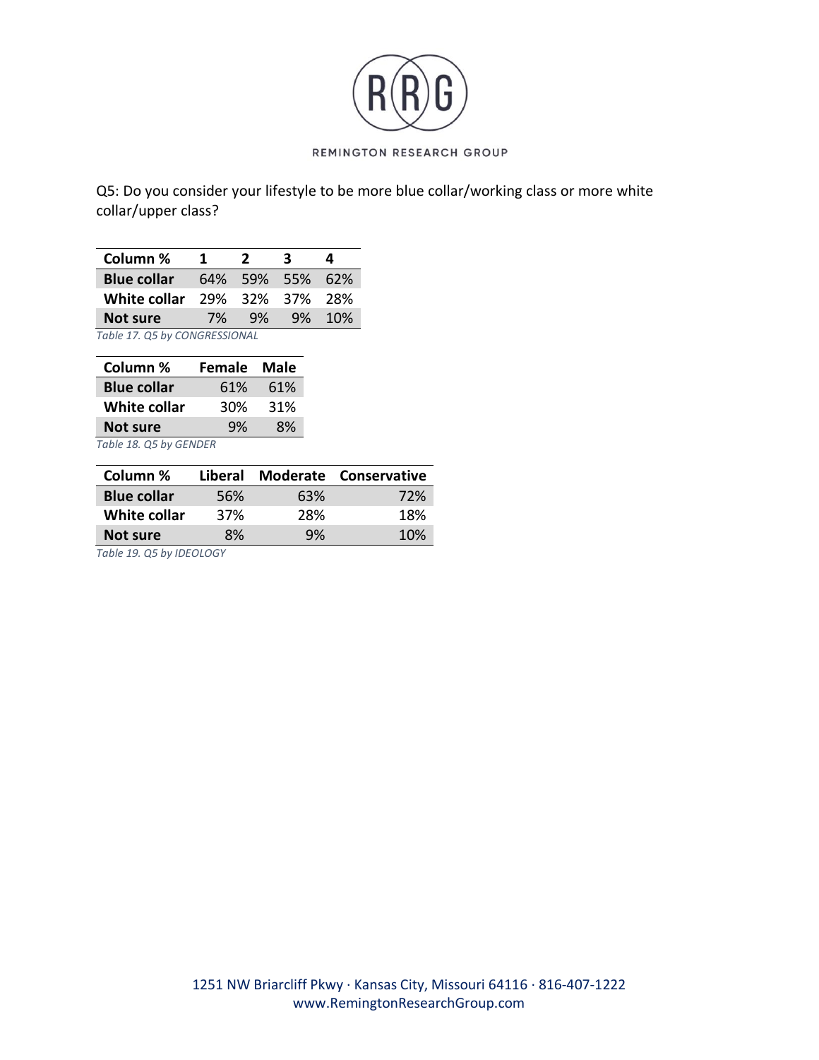Q5: Do you consider your lifestyle to be more blue collar/working class or more white collar/upper class?

| Column % | 1 | 2 | 3 | 4 |
|---|---|---|---|---|
| **Blue collar** | 64% | 59% | 55% | 62% |
| **White collar** | 29% | 32% | 37% | 28% |
| **Not sure** | 7% | 9% | 9% | 10% |

*Table 17. Q5 by CONGRESSIONAL*

| Column % | Female | Male |
|---|---|---|
| **Blue collar** | 61% | 61% |
| **White collar** | 30% | 31% |
| **Not sure** | 9% | 8% |

*Table 18. Q5 by GENDER*

| Column % | Liberal | Moderate | Conservative |
|---|---|---|---|
| **Blue collar** | 56% | 63% | 72% |
| **White collar** | 37% | 28% | 18% |
| **Not sure** | 8% | 9% | 10% |

*Table 19. Q5 by IDEOLOGY*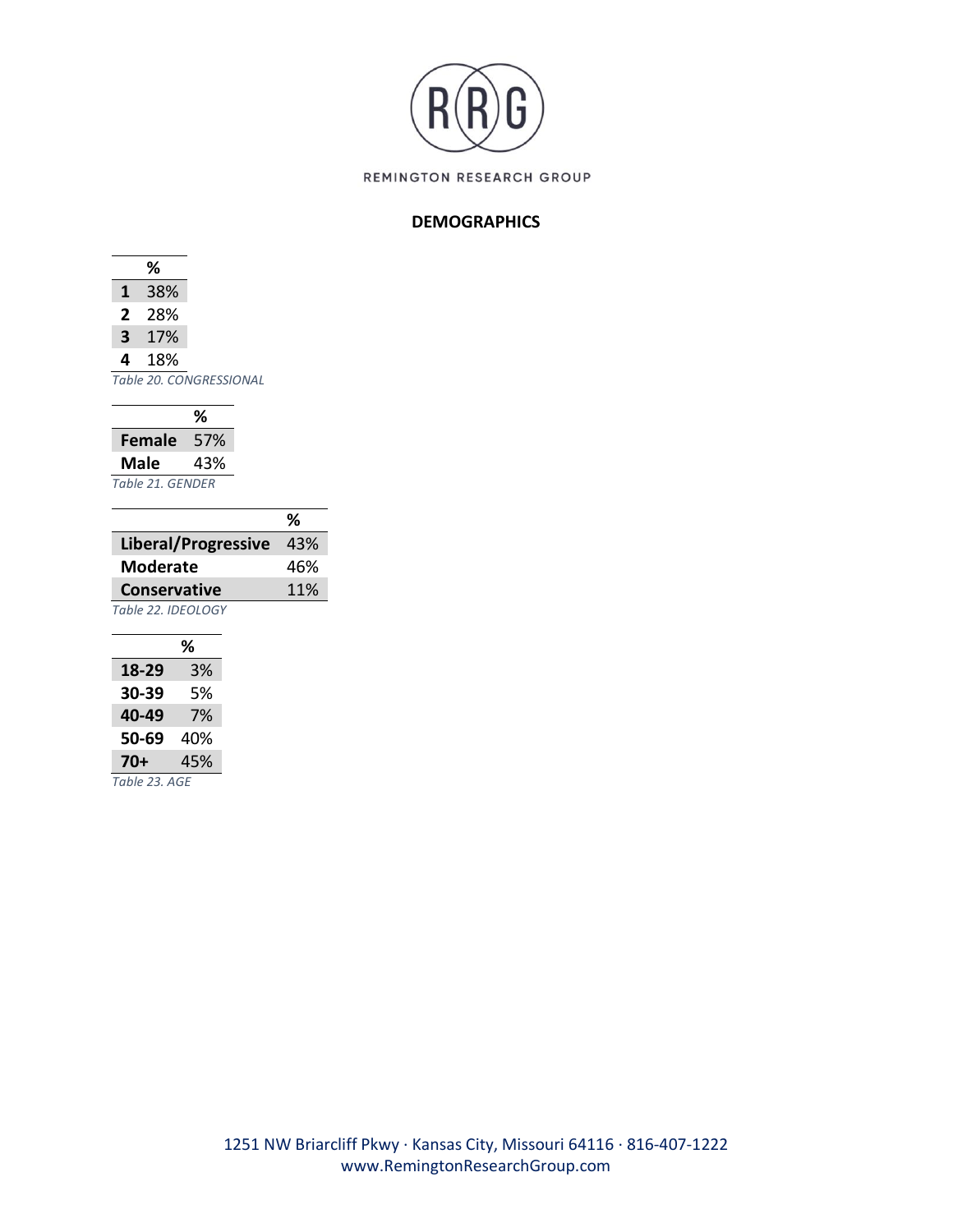## DEMOGRAPHICS

| | % |
|---|---|
| **1** | 38% |
| **2** | 28% |
| **3** | 17% |
| **4** | 18% |

*Table 20. CONGRESSIONAL*

| | % |
|---|---|
| **Female** | 57% |
| **Male** | 43% |

*Table 21. GENDER*

| | % |
|---|---|
| **Liberal/Progressive** | 43% |
| **Moderate** | 46% |
| **Conservative** | 11% |

*Table 22. IDEOLOGY*

| | % |
|---|---|
| **18-29** | 3% |
| **30-39** | 5% |
| **40-49** | 7% |
| **50-69** | 40% |
| **70+** | 45% |

*Table 23. AGE*